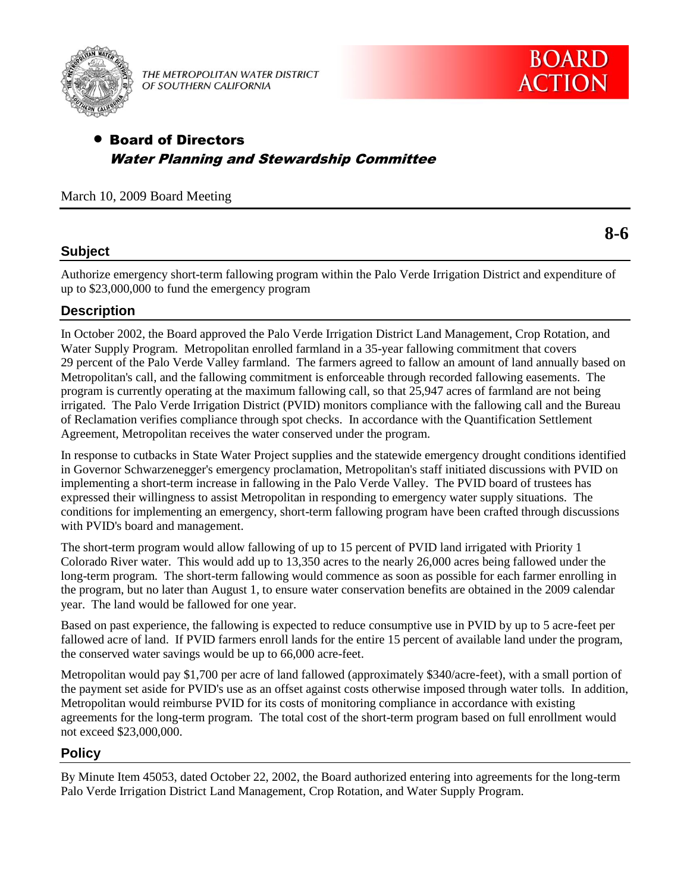THE METROPOLITAN WATER DISTRICT OF SOUTHERN CALIFORNIA

**BOARD ACTION**

- **Board of Directors**
  ***Water Planning and Stewardship Committee***

March 10, 2009 Board Meeting

**8-6**

## Subject

Authorize emergency short-term fallowing program within the Palo Verde Irrigation District and expenditure of up to $23,000,000 to fund the emergency program

## Description

In October 2002, the Board approved the Palo Verde Irrigation District Land Management, Crop Rotation, and Water Supply Program. Metropolitan enrolled farmland in a 35-year fallowing commitment that covers 29 percent of the Palo Verde Valley farmland. The farmers agreed to fallow an amount of land annually based on Metropolitan's call, and the fallowing commitment is enforceable through recorded fallowing easements. The program is currently operating at the maximum fallowing call, so that 25,947 acres of farmland are not being irrigated. The Palo Verde Irrigation District (PVID) monitors compliance with the fallowing call and the Bureau of Reclamation verifies compliance through spot checks. In accordance with the Quantification Settlement Agreement, Metropolitan receives the water conserved under the program.

In response to cutbacks in State Water Project supplies and the statewide emergency drought conditions identified in Governor Schwarzenegger's emergency proclamation, Metropolitan's staff initiated discussions with PVID on implementing a short-term increase in fallowing in the Palo Verde Valley. The PVID board of trustees has expressed their willingness to assist Metropolitan in responding to emergency water supply situations. The conditions for implementing an emergency, short-term fallowing program have been crafted through discussions with PVID's board and management.

The short-term program would allow fallowing of up to 15 percent of PVID land irrigated with Priority 1 Colorado River water. This would add up to 13,350 acres to the nearly 26,000 acres being fallowed under the long-term program. The short-term fallowing would commence as soon as possible for each farmer enrolling in the program, but no later than August 1, to ensure water conservation benefits are obtained in the 2009 calendar year. The land would be fallowed for one year.

Based on past experience, the fallowing is expected to reduce consumptive use in PVID by up to 5 acre-feet per fallowed acre of land. If PVID farmers enroll lands for the entire 15 percent of available land under the program, the conserved water savings would be up to 66,000 acre-feet.

Metropolitan would pay $1,700 per acre of land fallowed (approximately $340/acre-feet), with a small portion of the payment set aside for PVID's use as an offset against costs otherwise imposed through water tolls. In addition, Metropolitan would reimburse PVID for its costs of monitoring compliance in accordance with existing agreements for the long-term program. The total cost of the short-term program based on full enrollment would not exceed $23,000,000.

## Policy

By Minute Item 45053, dated October 22, 2002, the Board authorized entering into agreements for the long-term Palo Verde Irrigation District Land Management, Crop Rotation, and Water Supply Program.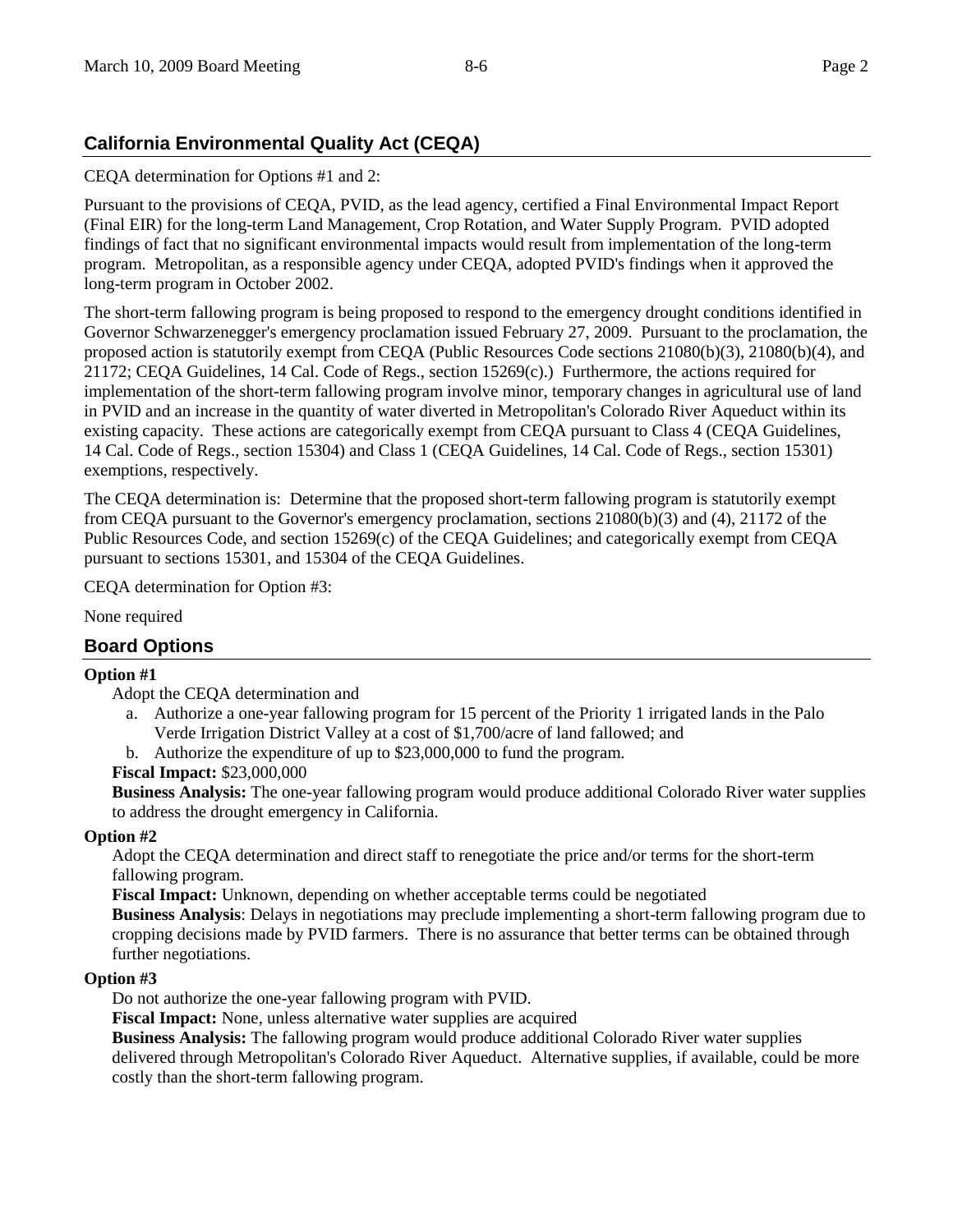## California Environmental Quality Act (CEQA)

CEQA determination for Options #1 and 2:

Pursuant to the provisions of CEQA, PVID, as the lead agency, certified a Final Environmental Impact Report (Final EIR) for the long-term Land Management, Crop Rotation, and Water Supply Program. PVID adopted findings of fact that no significant environmental impacts would result from implementation of the long-term program. Metropolitan, as a responsible agency under CEQA, adopted PVID's findings when it approved the long-term program in October 2002.

The short-term fallowing program is being proposed to respond to the emergency drought conditions identified in Governor Schwarzenegger's emergency proclamation issued February 27, 2009. Pursuant to the proclamation, the proposed action is statutorily exempt from CEQA (Public Resources Code sections 21080(b)(3), 21080(b)(4), and 21172; CEQA Guidelines, 14 Cal. Code of Regs., section 15269(c).) Furthermore, the actions required for implementation of the short-term fallowing program involve minor, temporary changes in agricultural use of land in PVID and an increase in the quantity of water diverted in Metropolitan's Colorado River Aqueduct within its existing capacity. These actions are categorically exempt from CEQA pursuant to Class 4 (CEQA Guidelines, 14 Cal. Code of Regs., section 15304) and Class 1 (CEQA Guidelines, 14 Cal. Code of Regs., section 15301) exemptions, respectively.

The CEQA determination is: Determine that the proposed short-term fallowing program is statutorily exempt from CEQA pursuant to the Governor's emergency proclamation, sections 21080(b)(3) and (4), 21172 of the Public Resources Code, and section 15269(c) of the CEQA Guidelines; and categorically exempt from CEQA pursuant to sections 15301, and 15304 of the CEQA Guidelines.

CEQA determination for Option #3:

None required

## Board Options

**Option #1**

Adopt the CEQA determination and

a. Authorize a one-year fallowing program for 15 percent of the Priority 1 irrigated lands in the Palo Verde Irrigation District Valley at a cost of $1,700/acre of land fallowed; and
b. Authorize the expenditure of up to $23,000,000 to fund the program.

**Fiscal Impact:** $23,000,000

**Business Analysis:** The one-year fallowing program would produce additional Colorado River water supplies to address the drought emergency in California.

**Option #2**

Adopt the CEQA determination and direct staff to renegotiate the price and/or terms for the short-term fallowing program.

**Fiscal Impact:** Unknown, depending on whether acceptable terms could be negotiated

**Business Analysis**: Delays in negotiations may preclude implementing a short-term fallowing program due to cropping decisions made by PVID farmers. There is no assurance that better terms can be obtained through further negotiations.

**Option #3**

Do not authorize the one-year fallowing program with PVID.

**Fiscal Impact:** None, unless alternative water supplies are acquired

**Business Analysis:** The fallowing program would produce additional Colorado River water supplies delivered through Metropolitan's Colorado River Aqueduct. Alternative supplies, if available, could be more costly than the short-term fallowing program.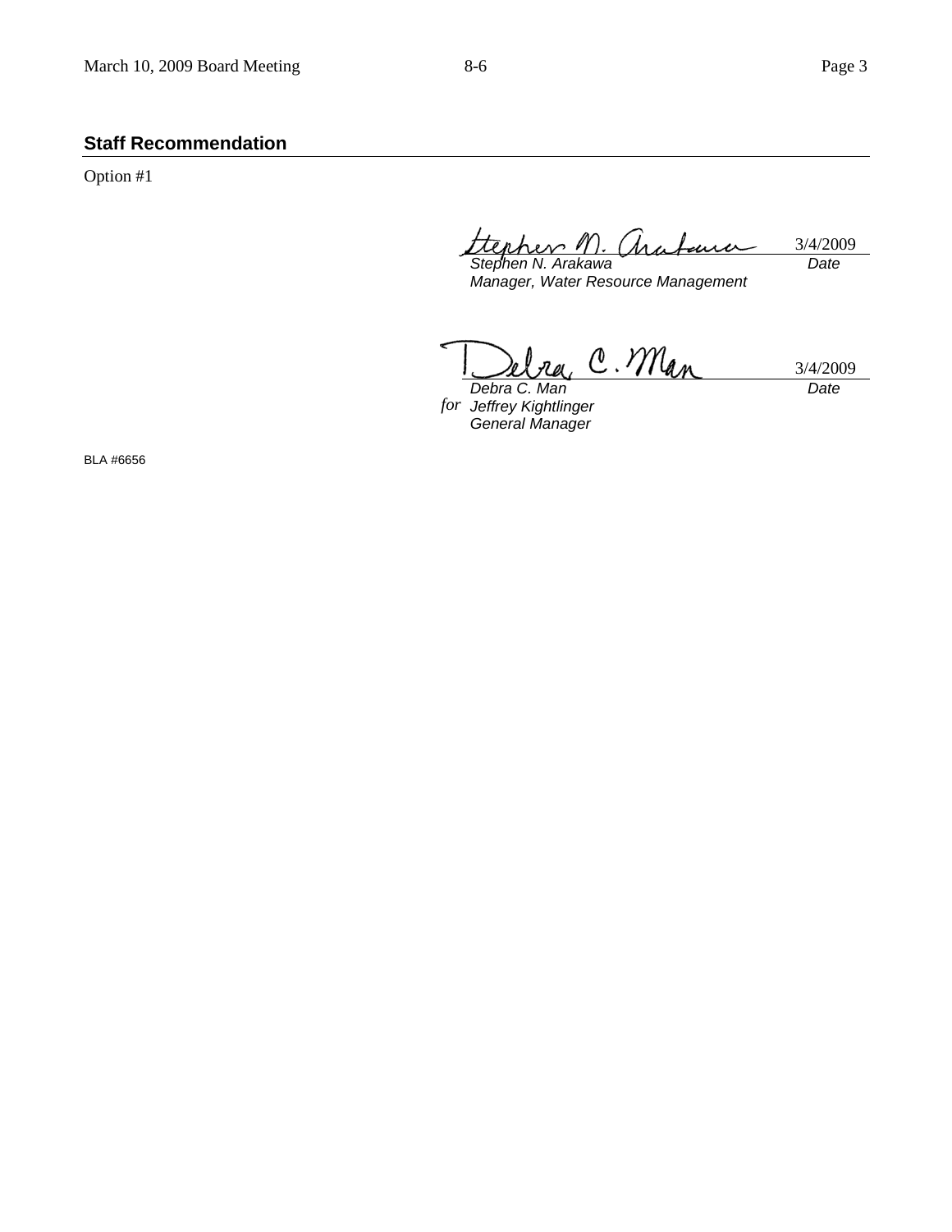## Staff Recommendation

Option #1

Stephen N. Arakawa — 3/4/2009
*Stephen N. Arakawa* — *Date*
*Manager, Water Resource Management*

Debra C. Man — 3/4/2009
*Debra C. Man* — *Date*
*for* *Jeffrey Kightlinger*
*General Manager*

BLA #6656